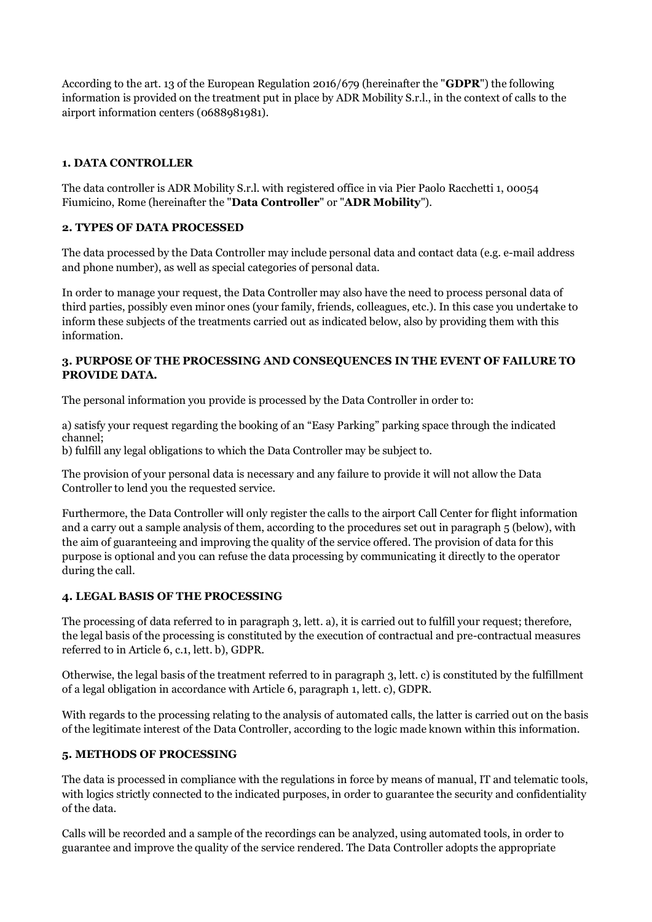According to the art. 13 of the European Regulation 2016/679 (hereinafter the "**GDPR**") the following information is provided on the treatment put in place by ADR Mobility S.r.l., in the context of calls to the airport information centers (0688981981).

### 1. DATA CONTROLLER

The data controller is ADR Mobility S.r.l. with registered office in via Pier Paolo Racchetti 1, 00054 Fiumicino, Rome (hereinafter the "**Data Controller**" or "**ADR Mobility**").

### 2. TYPES OF DATA PROCESSED

The data processed by the Data Controller may include personal data and contact data (e.g. e-mail address and phone number), as well as special categories of personal data.

In order to manage your request, the Data Controller may also have the need to process personal data of third parties, possibly even minor ones (your family, friends, colleagues, etc.). In this case you undertake to inform these subjects of the treatments carried out as indicated below, also by providing them with this information.

### 3. PURPOSE OF THE PROCESSING AND CONSEQUENCES IN THE EVENT OF FAILURE TO PROVIDE DATA.

The personal information you provide is processed by the Data Controller in order to:

a) satisfy your request regarding the booking of an "Easy Parking" parking space through the indicated channel;
b) fulfill any legal obligations to which the Data Controller may be subject to.

The provision of your personal data is necessary and any failure to provide it will not allow the Data Controller to lend you the requested service.

Furthermore, the Data Controller will only register the calls to the airport Call Center for flight information and a carry out a sample analysis of them, according to the procedures set out in paragraph 5 (below), with the aim of guaranteeing and improving the quality of the service offered. The provision of data for this purpose is optional and you can refuse the data processing by communicating it directly to the operator during the call.

### 4. LEGAL BASIS OF THE PROCESSING

The processing of data referred to in paragraph 3, lett. a), it is carried out to fulfill your request; therefore, the legal basis of the processing is constituted by the execution of contractual and pre-contractual measures referred to in Article 6, c.1, lett. b), GDPR.

Otherwise, the legal basis of the treatment referred to in paragraph 3, lett. c) is constituted by the fulfillment of a legal obligation in accordance with Article 6, paragraph 1, lett. c), GDPR.

With regards to the processing relating to the analysis of automated calls, the latter is carried out on the basis of the legitimate interest of the Data Controller, according to the logic made known within this information.

### 5. METHODS OF PROCESSING

The data is processed in compliance with the regulations in force by means of manual, IT and telematic tools, with logics strictly connected to the indicated purposes, in order to guarantee the security and confidentiality of the data.

Calls will be recorded and a sample of the recordings can be analyzed, using automated tools, in order to guarantee and improve the quality of the service rendered. The Data Controller adopts the appropriate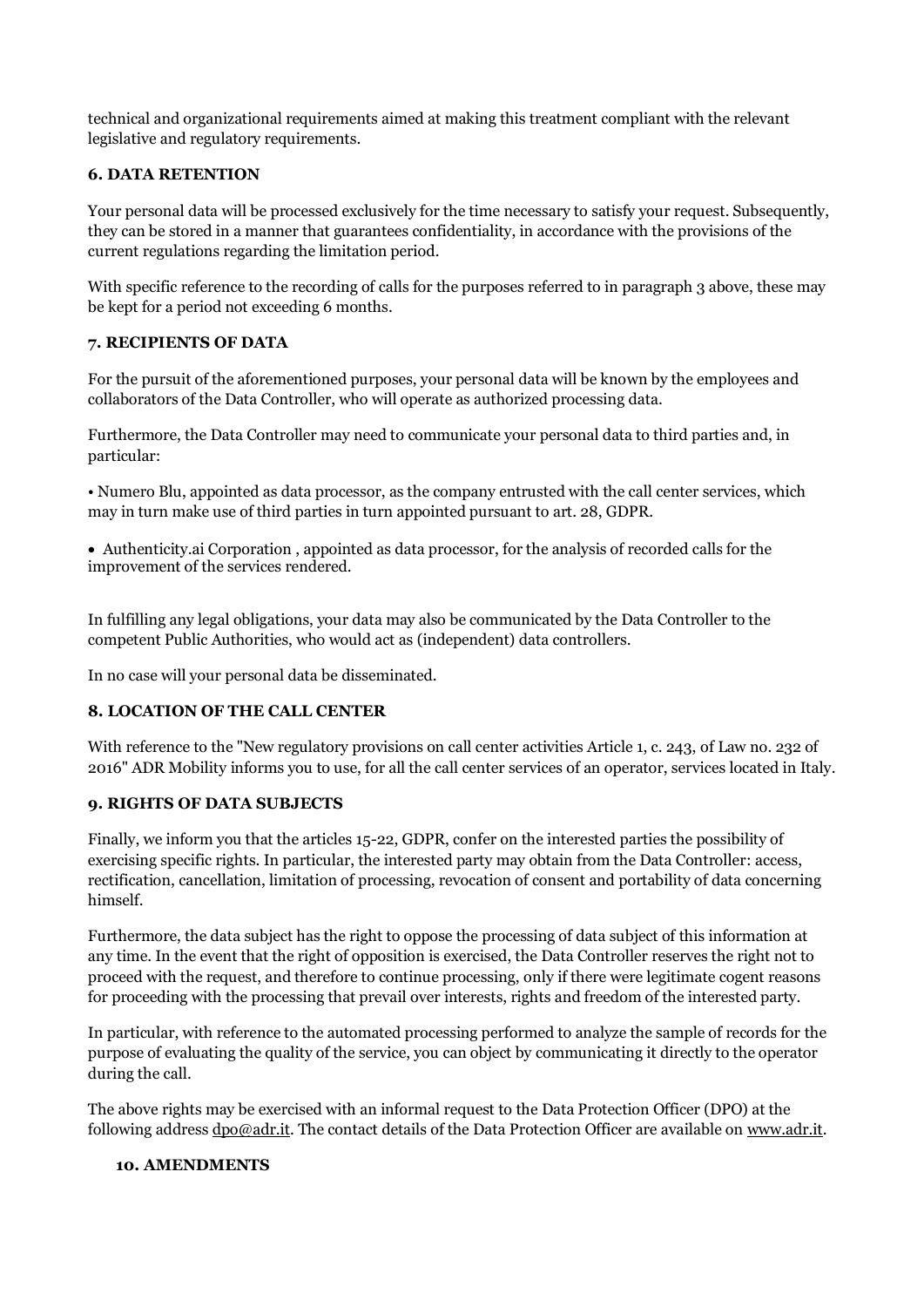technical and organizational requirements aimed at making this treatment compliant with the relevant legislative and regulatory requirements.

### 6. DATA RETENTION

Your personal data will be processed exclusively for the time necessary to satisfy your request. Subsequently, they can be stored in a manner that guarantees confidentiality, in accordance with the provisions of the current regulations regarding the limitation period.

With specific reference to the recording of calls for the purposes referred to in paragraph 3 above, these may be kept for a period not exceeding 6 months.

### 7. RECIPIENTS OF DATA

For the pursuit of the aforementioned purposes, your personal data will be known by the employees and collaborators of the Data Controller, who will operate as authorized processing data.

Furthermore, the Data Controller may need to communicate your personal data to third parties and, in particular:

- Numero Blu, appointed as data processor, as the company entrusted with the call center services, which may in turn make use of third parties in turn appointed pursuant to art. 28, GDPR.
- Authenticity.ai Corporation , appointed as data processor, for the analysis of recorded calls for the improvement of the services rendered.

In fulfilling any legal obligations, your data may also be communicated by the Data Controller to the competent Public Authorities, who would act as (independent) data controllers.

In no case will your personal data be disseminated.

### 8. LOCATION OF THE CALL CENTER

With reference to the "New regulatory provisions on call center activities Article 1, c. 243, of Law no. 232 of 2016" ADR Mobility informs you to use, for all the call center services of an operator, services located in Italy.

### 9. RIGHTS OF DATA SUBJECTS

Finally, we inform you that the articles 15-22, GDPR, confer on the interested parties the possibility of exercising specific rights. In particular, the interested party may obtain from the Data Controller: access, rectification, cancellation, limitation of processing, revocation of consent and portability of data concerning himself.

Furthermore, the data subject has the right to oppose the processing of data subject of this information at any time. In the event that the right of opposition is exercised, the Data Controller reserves the right not to proceed with the request, and therefore to continue processing, only if there were legitimate cogent reasons for proceeding with the processing that prevail over interests, rights and freedom of the interested party.

In particular, with reference to the automated processing performed to analyze the sample of records for the purpose of evaluating the quality of the service, you can object by communicating it directly to the operator during the call.

The above rights may be exercised with an informal request to the Data Protection Officer (DPO) at the following address dpo@adr.it. The contact details of the Data Protection Officer are available on www.adr.it.

### 10. AMENDMENTS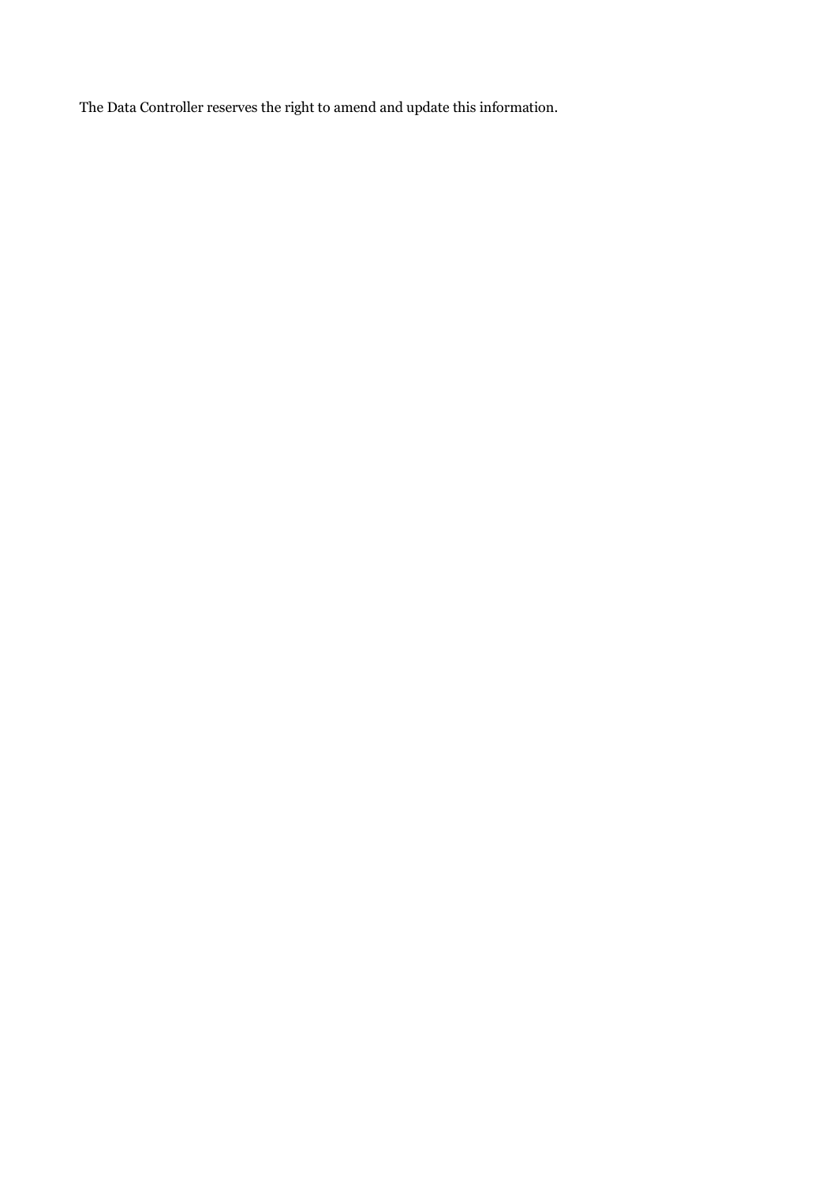The Data Controller reserves the right to amend and update this information.